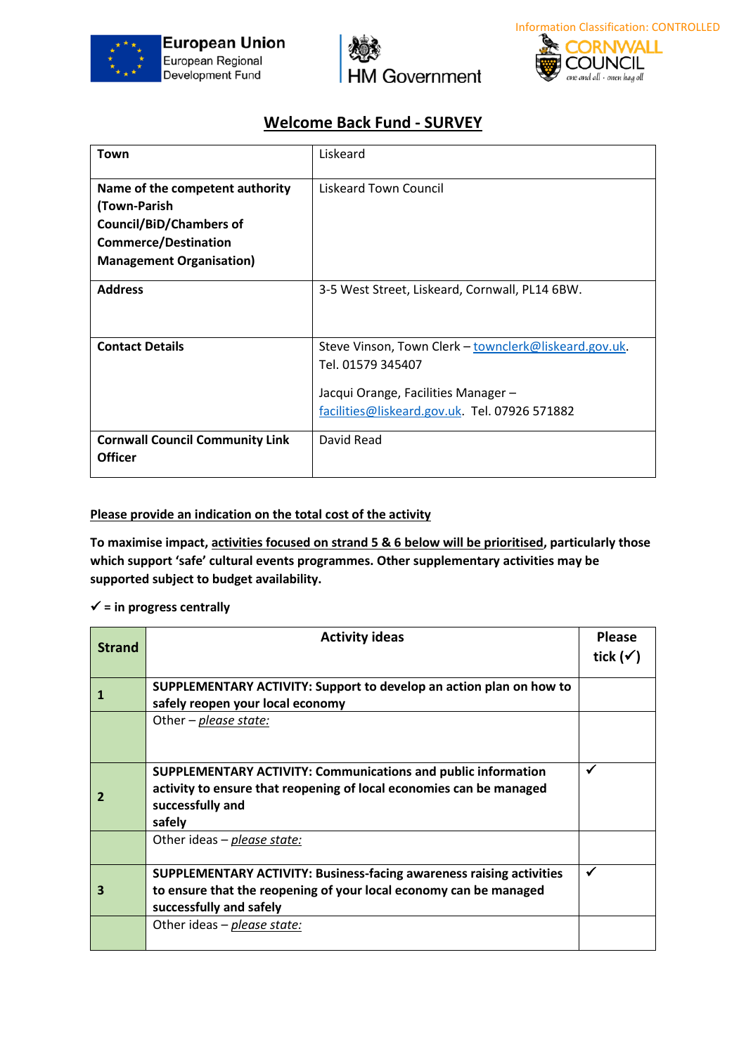Information Classification: CONTROLLED

European Union European Regional Development Fund

HM Government

CORNWALL COUNCIL one and all · onen hag oll

# Welcome Back Fund - SURVEY

| **Town** | Liskeard |
|---|---|
| **Name of the competent authority (Town-Parish Council/BiD/Chambers of Commerce/Destination Management Organisation)** | Liskeard Town Council |
| **Address** | 3-5 West Street, Liskeard, Cornwall, PL14 6BW. |
| **Contact Details** | Steve Vinson, Town Clerk – townclerk@liskeard.gov.uk. Tel. 01579 345407<br><br>Jacqui Orange, Facilities Manager – facilities@liskeard.gov.uk. Tel. 07926 571882 |
| **Cornwall Council Community Link Officer** | David Read |

**Please provide an indication on the total cost of the activity**

**To maximise impact, activities focused on strand 5 & 6 below will be prioritised, particularly those which support 'safe' cultural events programmes. Other supplementary activities may be supported subject to budget availability.**

**✓ = in progress centrally**

| Strand | Activity ideas | Please tick (✓) |
|---|---|---|
| **1** | **SUPPLEMENTARY ACTIVITY: Support to develop an action plan on how to safely reopen your local economy** | |
| | Other – *please state:* | |
| **2** | **SUPPLEMENTARY ACTIVITY: Communications and public information activity to ensure that reopening of local economies can be managed successfully and safely** | ✓ |
| | Other ideas – *please state:* | |
| **3** | **SUPPLEMENTARY ACTIVITY: Business-facing awareness raising activities to ensure that the reopening of your local economy can be managed successfully and safely** | ✓ |
| | Other ideas – *please state:* | |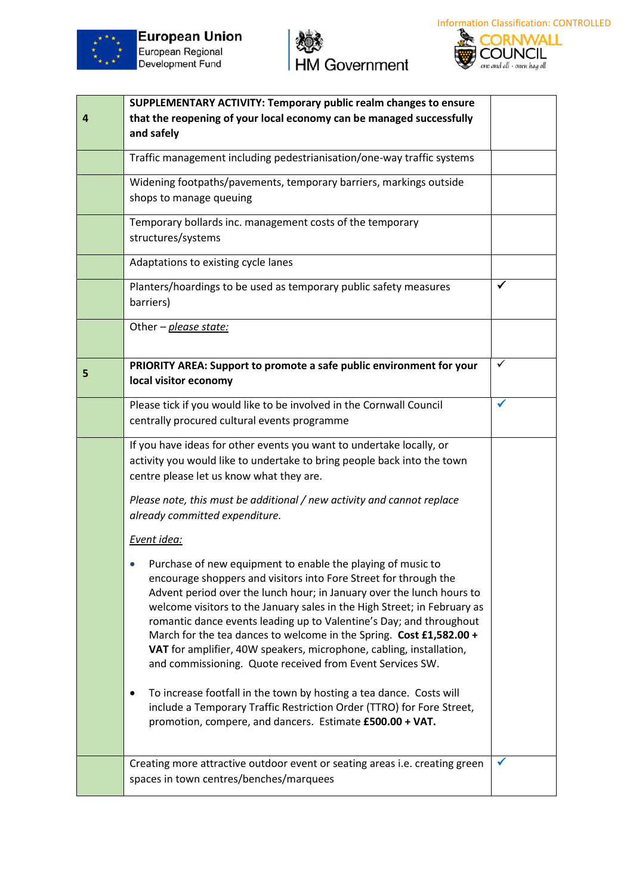Information Classification: CONTROLLED

| 4 | **SUPPLEMENTARY ACTIVITY: Temporary public realm changes to ensure that the reopening of your local economy can be managed successfully and safely** | |
|---|---|---|
| | Traffic management including pedestrianisation/one-way traffic systems | |
| | Widening footpaths/pavements, temporary barriers, markings outside shops to manage queuing | |
| | Temporary bollards inc. management costs of the temporary structures/systems | |
| | Adaptations to existing cycle lanes | |
| | Planters/hoardings to be used as temporary public safety measures barriers) | ✓ |
| | Other – *please state:* | |
| 5 | **PRIORITY AREA: Support to promote a safe public environment for your local visitor economy** | ✓ |
| | Please tick if you would like to be involved in the Cornwall Council centrally procured cultural events programme | ✓ |
| | If you have ideas for other events you want to undertake locally, or activity you would like to undertake to bring people back into the town centre please let us know what they are.<br><br>*Please note, this must be additional / new activity and cannot replace already committed expenditure.*<br><br>*Event idea:*<br><br>• Purchase of new equipment to enable the playing of music to encourage shoppers and visitors into Fore Street for through the Advent period over the lunch hour; in January over the lunch hours to welcome visitors to the January sales in the High Street; in February as romantic dance events leading up to Valentine's Day; and throughout March for the tea dances to welcome in the Spring. **Cost £1,582.00 + VAT** for amplifier, 40W speakers, microphone, cabling, installation, and commissioning. Quote received from Event Services SW.<br><br>• To increase footfall in the town by hosting a tea dance. Costs will include a Temporary Traffic Restriction Order (TTRO) for Fore Street, promotion, compere, and dancers. Estimate **£500.00 + VAT.** | |
| | Creating more attractive outdoor event or seating areas i.e. creating green spaces in town centres/benches/marquees | ✓ |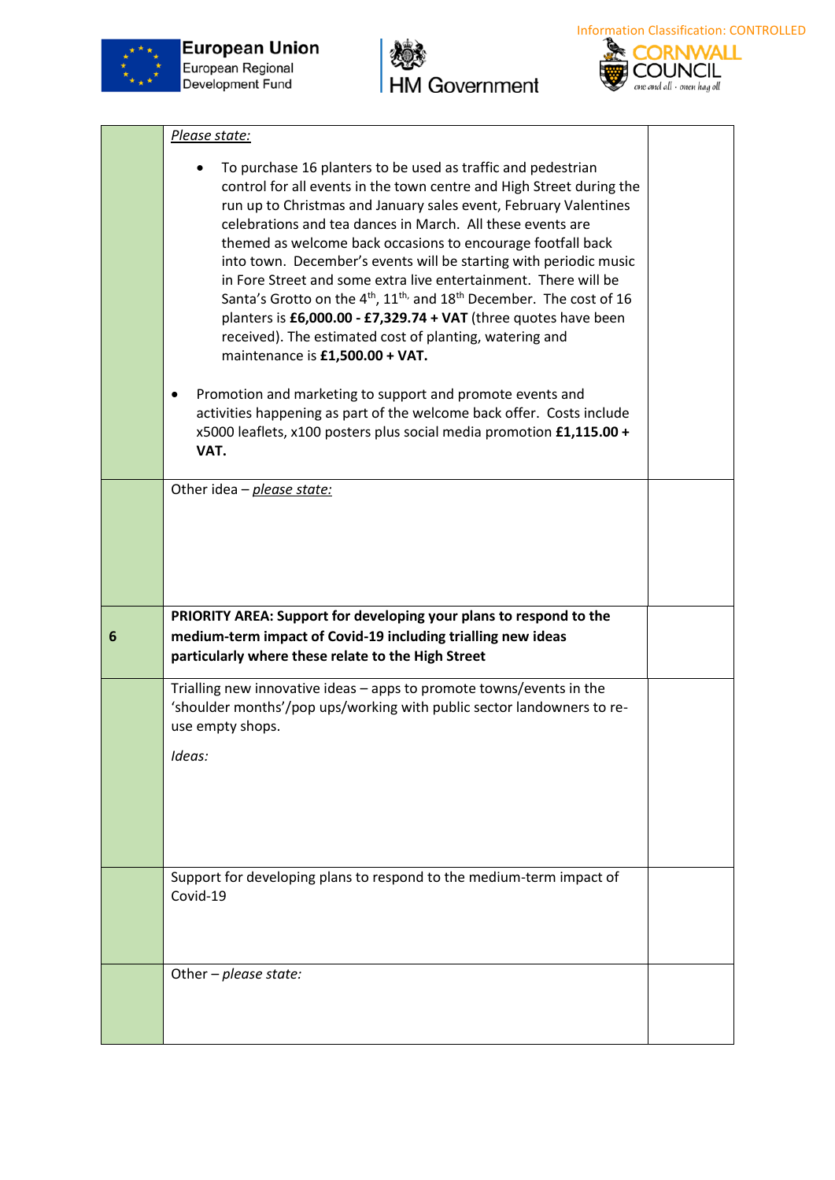| | | |
|---|---|---|
| | *Please state:*<br><br>• To purchase 16 planters to be used as traffic and pedestrian control for all events in the town centre and High Street during the run up to Christmas and January sales event, February Valentines celebrations and tea dances in March. All these events are themed as welcome back occasions to encourage footfall back into town. December's events will be starting with periodic music in Fore Street and some extra live entertainment. There will be Santa's Grotto on the 4th, 11th, and 18th December. The cost of 16 planters is **£6,000.00 - £7,329.74 + VAT** (three quotes have been received). The estimated cost of planting, watering and maintenance is **£1,500.00 + VAT.**<br><br>• Promotion and marketing to support and promote events and activities happening as part of the welcome back offer. Costs include x5000 leaflets, x100 posters plus social media promotion **£1,115.00 + VAT.** | |
| | Other idea – *please state:* | |
| **6** | **PRIORITY AREA: Support for developing your plans to respond to the medium-term impact of Covid-19 including trialling new ideas particularly where these relate to the High Street** | |
| | Trialling new innovative ideas – apps to promote towns/events in the 'shoulder months'/pop ups/working with public sector landowners to re-use empty shops.<br><br>*Ideas:* | |
| | Support for developing plans to respond to the medium-term impact of Covid-19 | |
| | Other – *please state:* | |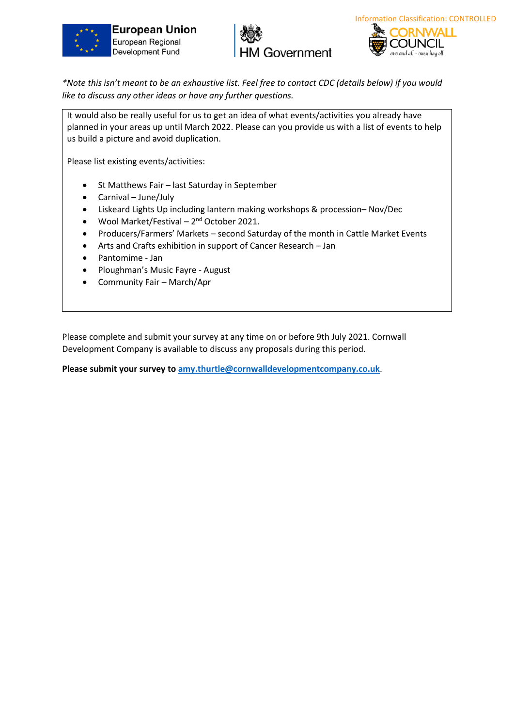*Note this isn't meant to be an exhaustive list. Feel free to contact CDC (details below) if you would like to discuss any other ideas or have any further questions.*

It would also be really useful for us to get an idea of what events/activities you already have planned in your areas up until March 2022. Please can you provide us with a list of events to help us build a picture and avoid duplication.

Please list existing events/activities:

- St Matthews Fair – last Saturday in September
- Carnival – June/July
- Liskeard Lights Up including lantern making workshops & procession– Nov/Dec
- Wool Market/Festival – 2nd October 2021.
- Producers/Farmers' Markets – second Saturday of the month in Cattle Market Events
- Arts and Crafts exhibition in support of Cancer Research – Jan
- Pantomime - Jan
- Ploughman's Music Fayre - August
- Community Fair – March/Apr

Please complete and submit your survey at any time on or before 9th July 2021. Cornwall Development Company is available to discuss any proposals during this period.

**Please submit your survey to** amy.thurtle@cornwalldevelopmentcompany.co.uk.